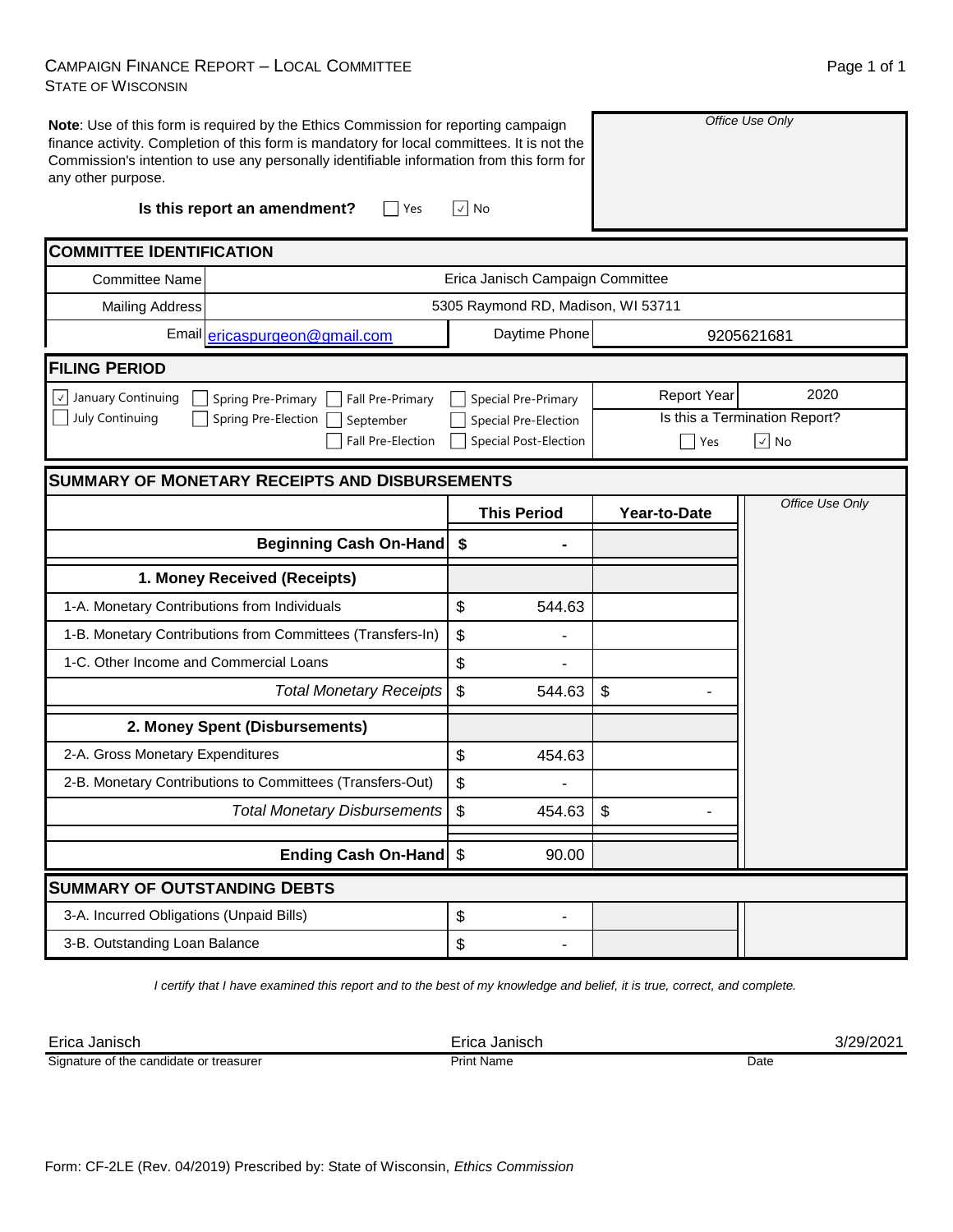CAMPAIGN FINANCE REPORT – LOCAL COMMITTEE
STATE OF WISCONSIN

**Note**: Use of this form is required by the Ethics Commission for reporting campaign finance activity. Completion of this form is mandatory for local committees. It is not the Commission's intention to use any personally identifiable information from this form for any other purpose.

*Office Use Only*

**Is this report an amendment?** ☐ Yes ☑ No

## COMMITTEE IDENTIFICATION

| | | | |
|---|---|---|---|
| Committee Name | Erica Janisch Campaign Committee | | |
| Mailing Address | 5305 Raymond RD, Madison, WI 53711 | | |
| Email | ericaspurgeon@gmail.com | Daytime Phone | 9205621681 |

## FILING PERIOD

☑ January Continuing ☐ July Continuing ☐ Spring Pre-Primary ☐ Spring Pre-Election ☐ Fall Pre-Primary ☐ September ☐ Fall Pre-Election ☐ Special Pre-Primary ☐ Special Pre-Election ☐ Special Post-Election

Report Year: 2020

Is this a Termination Report? ☐ Yes ☑ No

## SUMMARY OF MONETARY RECEIPTS AND DISBURSEMENTS

| | This Period | Year-to-Date | *Office Use Only* |
|---|---|---|---|
| **Beginning Cash On-Hand** | $ - | | |
| **1. Money Received (Receipts)** | | | |
| 1-A. Monetary Contributions from Individuals | $ 544.63 | | |
| 1-B. Monetary Contributions from Committees (Transfers-In) | $ - | | |
| 1-C. Other Income and Commercial Loans | $ - | | |
| *Total Monetary Receipts* | $ 544.63 | $ - | |
| **2. Money Spent (Disbursements)** | | | |
| 2-A. Gross Monetary Expenditures | $ 454.63 | | |
| 2-B. Monetary Contributions to Committees (Transfers-Out) | $ - | | |
| *Total Monetary Disbursements* | $ 454.63 | $ - | |
| **Ending Cash On-Hand** | $ 90.00 | | |

## SUMMARY OF OUTSTANDING DEBTS

| | | | |
|---|---|---|---|
| 3-A. Incurred Obligations (Unpaid Bills) | $ - | | |
| 3-B. Outstanding Loan Balance | $ - | | |

*I certify that I have examined this report and to the best of my knowledge and belief, it is true, correct, and complete.*

| Erica Janisch | Erica Janisch | 3/29/2021 |
|---|---|---|
| Signature of the candidate or treasurer | Print Name | Date |

Form: CF-2LE (Rev. 04/2019) Prescribed by: State of Wisconsin, *Ethics Commission*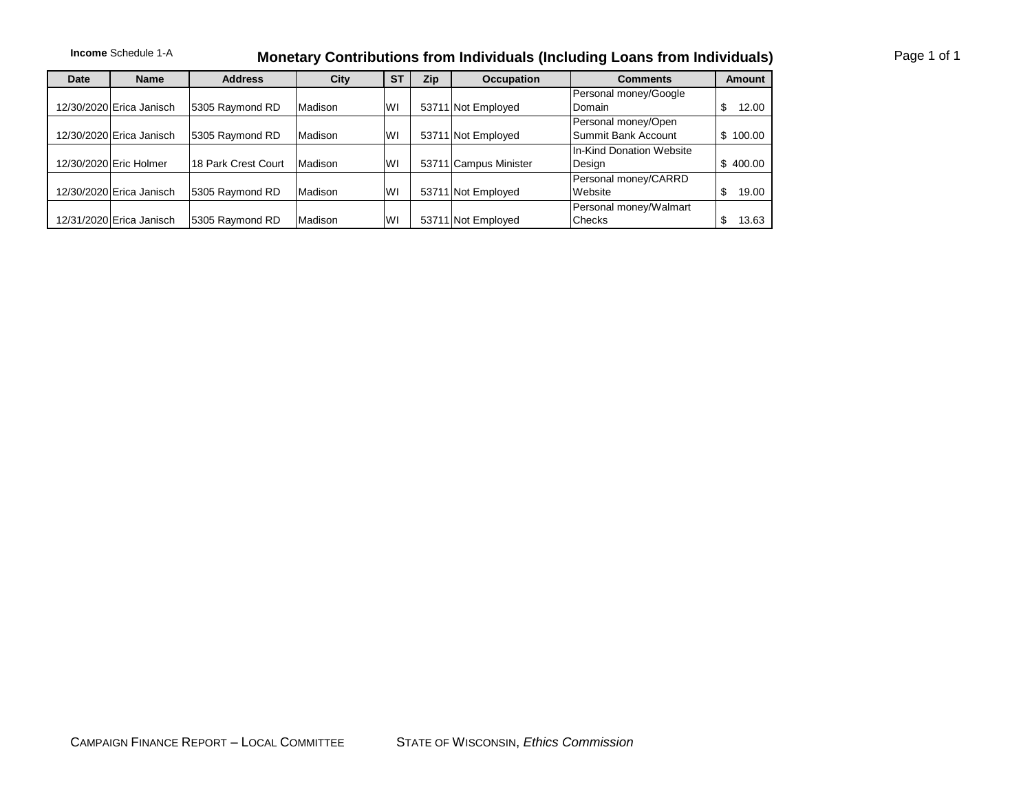**Income** Schedule 1-A

# Monetary Contributions from Individuals (Including Loans from Individuals)

| Date | Name | Address | City | ST | Zip | Occupation | Comments | Amount |
|---|---|---|---|---|---|---|---|---|
| 12/30/2020 | Erica Janisch | 5305 Raymond RD | Madison | WI | 53711 | Not Employed | Personal money/Google Domain | $ 12.00 |
| 12/30/2020 | Erica Janisch | 5305 Raymond RD | Madison | WI | 53711 | Not Employed | Personal money/Open Summit Bank Account | $ 100.00 |
| 12/30/2020 | Eric Holmer | 18 Park Crest Court | Madison | WI | 53711 | Campus Minister | In-Kind Donation Website Design | $ 400.00 |
| 12/30/2020 | Erica Janisch | 5305 Raymond RD | Madison | WI | 53711 | Not Employed | Personal money/CARRD Website | $ 19.00 |
| 12/31/2020 | Erica Janisch | 5305 Raymond RD | Madison | WI | 53711 | Not Employed | Personal money/Walmart Checks | $ 13.63 |

CAMPAIGN FINANCE REPORT – LOCAL COMMITTEE    STATE OF WISCONSIN, *Ethics Commission*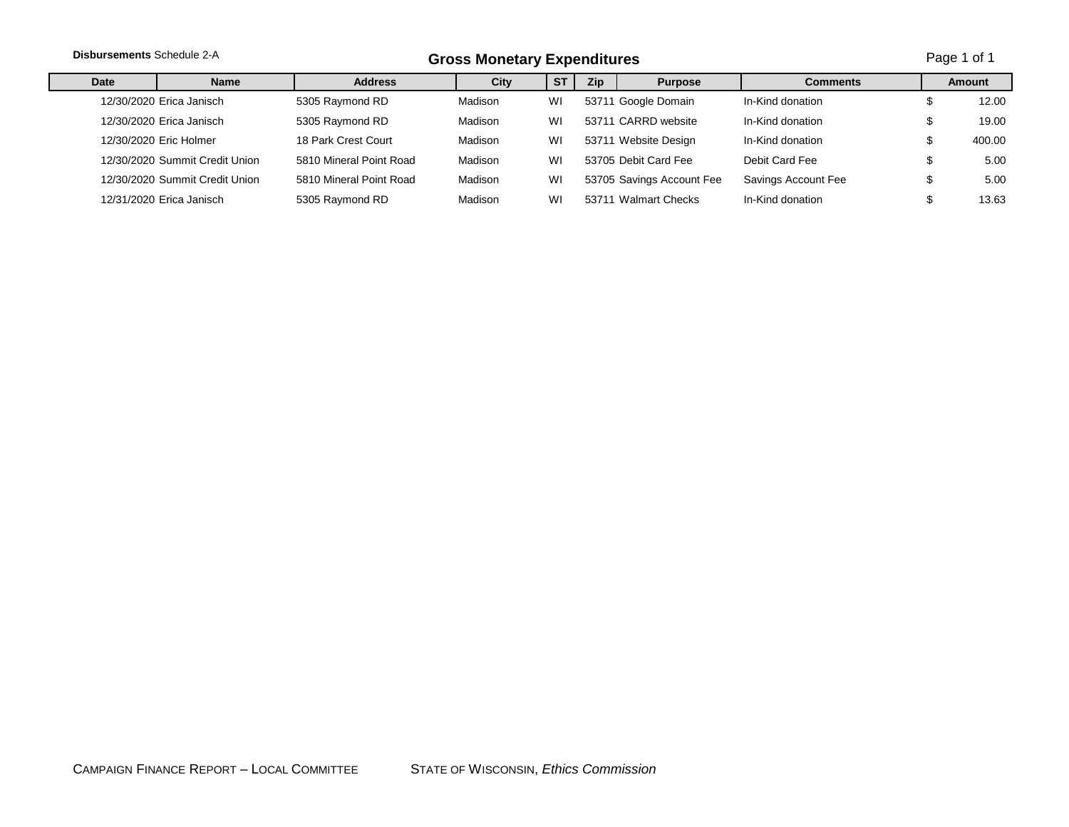**Disbursements** Schedule 2-A

## Gross Monetary Expenditures

| Date | Name | Address | City | ST | Zip | Purpose | Comments | Amount |
|---|---|---|---|---|---|---|---|---|
| 12/30/2020 | Erica Janisch | 5305 Raymond RD | Madison | WI | 53711 | Google Domain | In-Kind donation | $ 12.00 |
| 12/30/2020 | Erica Janisch | 5305 Raymond RD | Madison | WI | 53711 | CARRD website | In-Kind donation | $ 19.00 |
| 12/30/2020 | Eric Holmer | 18 Park Crest Court | Madison | WI | 53711 | Website Design | In-Kind donation | $ 400.00 |
| 12/30/2020 | Summit Credit Union | 5810 Mineral Point Road | Madison | WI | 53705 | Debit Card Fee | Debit Card Fee | $ 5.00 |
| 12/30/2020 | Summit Credit Union | 5810 Mineral Point Road | Madison | WI | 53705 | Savings Account Fee | Savings Account Fee | $ 5.00 |
| 12/31/2020 | Erica Janisch | 5305 Raymond RD | Madison | WI | 53711 | Walmart Checks | In-Kind donation | $ 13.63 |

CAMPAIGN FINANCE REPORT – LOCAL COMMITTEE STATE OF WISCONSIN, *Ethics Commission*